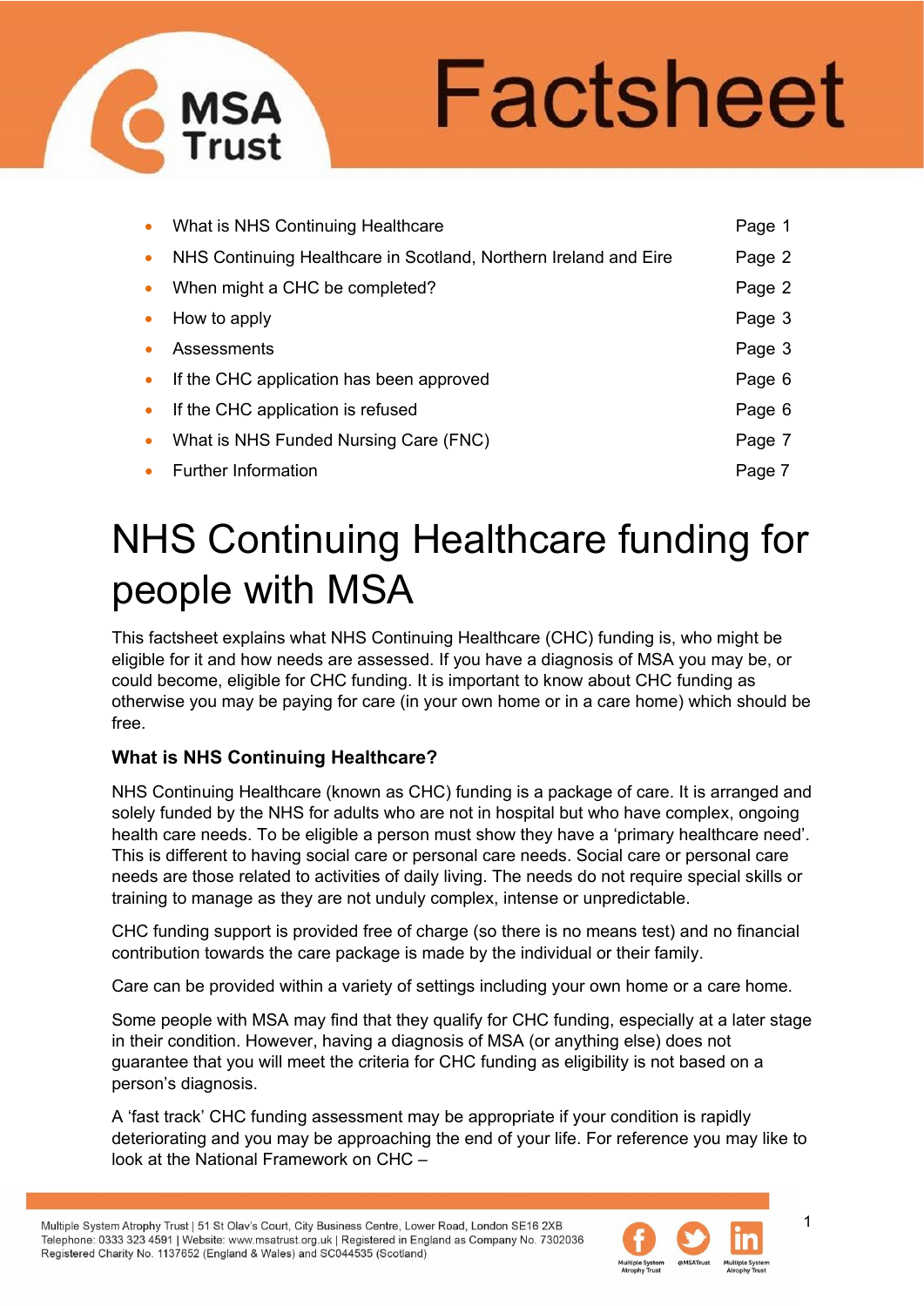MSA Trust

# Factsheet

| | |
|---|---|
| What is NHS Continuing Healthcare | Page 1 |
| NHS Continuing Healthcare in Scotland, Northern Ireland and Eire | Page 2 |
| When might a CHC be completed? | Page 2 |
| How to apply | Page 3 |
| Assessments | Page 3 |
| If the CHC application has been approved | Page 6 |
| If the CHC application is refused | Page 6 |
| What is NHS Funded Nursing Care (FNC) | Page 7 |
| Further Information | Page 7 |

# NHS Continuing Healthcare funding for people with MSA

This factsheet explains what NHS Continuing Healthcare (CHC) funding is, who might be eligible for it and how needs are assessed. If you have a diagnosis of MSA you may be, or could become, eligible for CHC funding. It is important to know about CHC funding as otherwise you may be paying for care (in your own home or in a care home) which should be free.

### What is NHS Continuing Healthcare?

NHS Continuing Healthcare (known as CHC) funding is a package of care. It is arranged and solely funded by the NHS for adults who are not in hospital but who have complex, ongoing health care needs. To be eligible a person must show they have a 'primary healthcare need'. This is different to having social care or personal care needs. Social care or personal care needs are those related to activities of daily living. The needs do not require special skills or training to manage as they are not unduly complex, intense or unpredictable.

CHC funding support is provided free of charge (so there is no means test) and no financial contribution towards the care package is made by the individual or their family.

Care can be provided within a variety of settings including your own home or a care home.

Some people with MSA may find that they qualify for CHC funding, especially at a later stage in their condition. However, having a diagnosis of MSA (or anything else) does not guarantee that you will meet the criteria for CHC funding as eligibility is not based on a person's diagnosis.

A 'fast track' CHC funding assessment may be appropriate if your condition is rapidly deteriorating and you may be approaching the end of your life. For reference you may like to look at the National Framework on CHC –

Multiple System Atrophy Trust | 51 St Olav's Court, City Business Centre, Lower Road, London SE16 2XB
Telephone: 0333 323 4591 | Website: www.msatrust.org.uk | Registered in England as Company No. 7302036
Registered Charity No. 1137652 (England & Wales) and SC044535 (Scotland)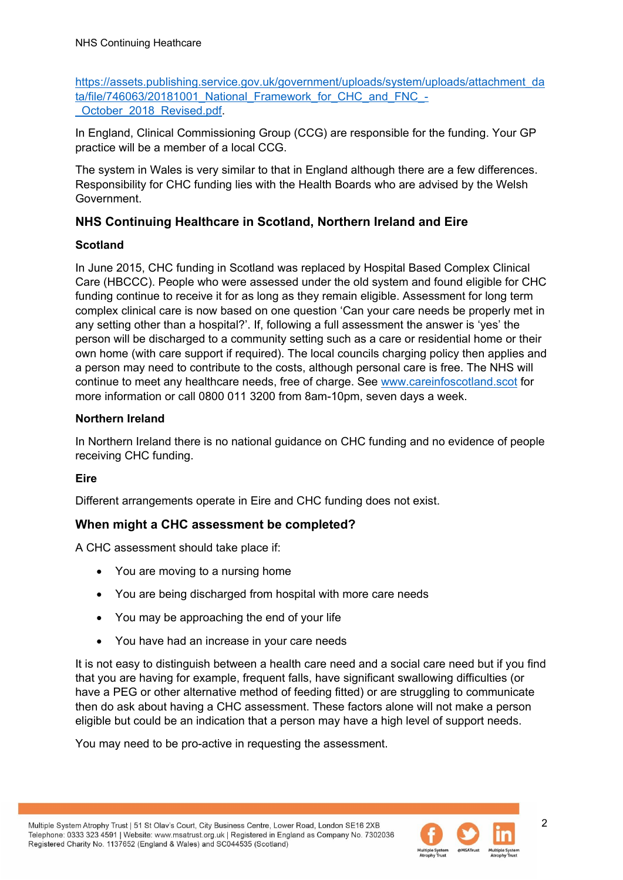https://assets.publishing.service.gov.uk/government/uploads/system/uploads/attachment_data/file/746063/20181001_National_Framework_for_CHC_and_FNC_-_October_2018_Revised.pdf.

In England, Clinical Commissioning Group (CCG) are responsible for the funding. Your GP practice will be a member of a local CCG.

The system in Wales is very similar to that in England although there are a few differences. Responsibility for CHC funding lies with the Health Boards who are advised by the Welsh Government.

## NHS Continuing Healthcare in Scotland, Northern Ireland and Eire

### Scotland

In June 2015, CHC funding in Scotland was replaced by Hospital Based Complex Clinical Care (HBCCC). People who were assessed under the old system and found eligible for CHC funding continue to receive it for as long as they remain eligible. Assessment for long term complex clinical care is now based on one question 'Can your care needs be properly met in any setting other than a hospital?'. If, following a full assessment the answer is 'yes' the person will be discharged to a community setting such as a care or residential home or their own home (with care support if required). The local councils charging policy then applies and a person may need to contribute to the costs, although personal care is free. The NHS will continue to meet any healthcare needs, free of charge. See www.careinfoscotland.scot for more information or call 0800 011 3200 from 8am-10pm, seven days a week.

### Northern Ireland

In Northern Ireland there is no national guidance on CHC funding and no evidence of people receiving CHC funding.

### Eire

Different arrangements operate in Eire and CHC funding does not exist.

## When might a CHC assessment be completed?

A CHC assessment should take place if:

- You are moving to a nursing home
- You are being discharged from hospital with more care needs
- You may be approaching the end of your life
- You have had an increase in your care needs

It is not easy to distinguish between a health care need and a social care need but if you find that you are having for example, frequent falls, have significant swallowing difficulties (or have a PEG or other alternative method of feeding fitted) or are struggling to communicate then do ask about having a CHC assessment. These factors alone will not make a person eligible but could be an indication that a person may have a high level of support needs.

You may need to be pro-active in requesting the assessment.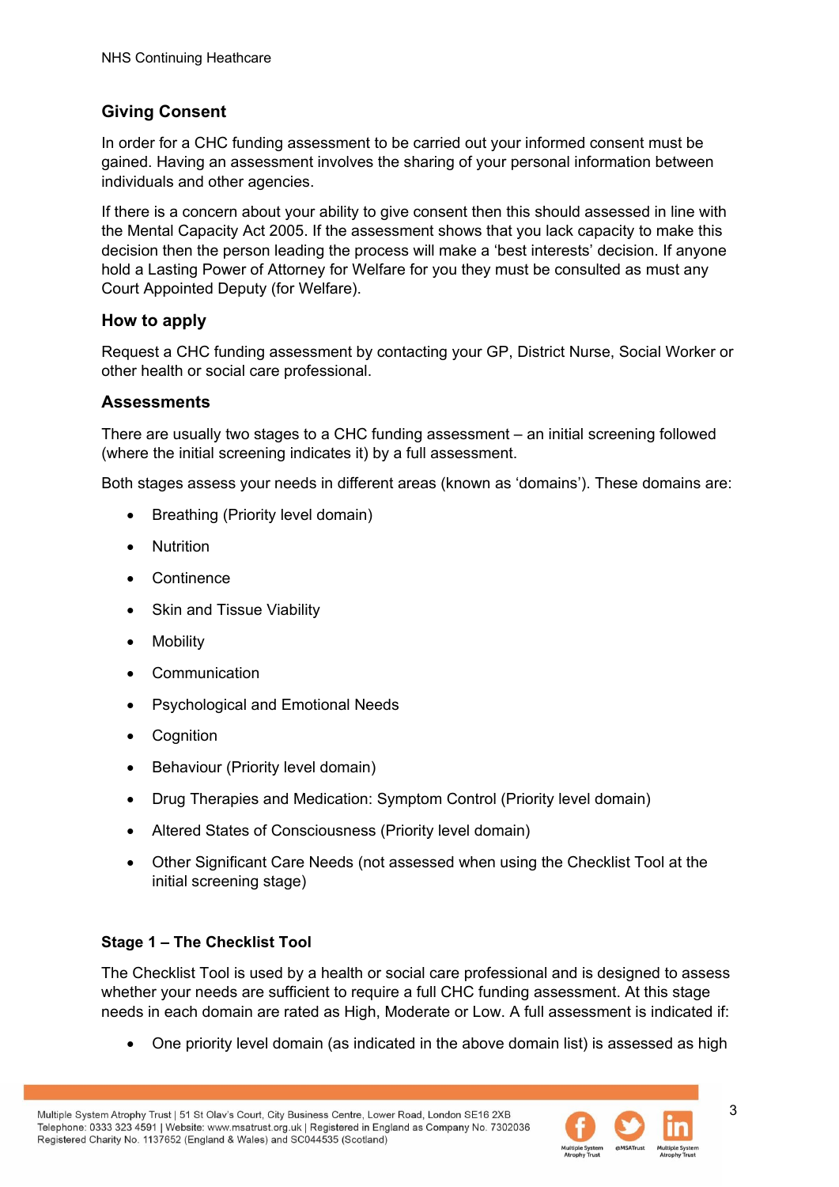## Giving Consent

In order for a CHC funding assessment to be carried out your informed consent must be gained. Having an assessment involves the sharing of your personal information between individuals and other agencies.

If there is a concern about your ability to give consent then this should assessed in line with the Mental Capacity Act 2005. If the assessment shows that you lack capacity to make this decision then the person leading the process will make a 'best interests' decision. If anyone hold a Lasting Power of Attorney for Welfare for you they must be consulted as must any Court Appointed Deputy (for Welfare).

## How to apply

Request a CHC funding assessment by contacting your GP, District Nurse, Social Worker or other health or social care professional.

## Assessments

There are usually two stages to a CHC funding assessment – an initial screening followed (where the initial screening indicates it) by a full assessment.

Both stages assess your needs in different areas (known as 'domains'). These domains are:

- Breathing (Priority level domain)
- Nutrition
- Continence
- Skin and Tissue Viability
- Mobility
- Communication
- Psychological and Emotional Needs
- Cognition
- Behaviour (Priority level domain)
- Drug Therapies and Medication: Symptom Control (Priority level domain)
- Altered States of Consciousness (Priority level domain)
- Other Significant Care Needs (not assessed when using the Checklist Tool at the initial screening stage)

### Stage 1 – The Checklist Tool

The Checklist Tool is used by a health or social care professional and is designed to assess whether your needs are sufficient to require a full CHC funding assessment. At this stage needs in each domain are rated as High, Moderate or Low. A full assessment is indicated if:

- One priority level domain (as indicated in the above domain list) is assessed as high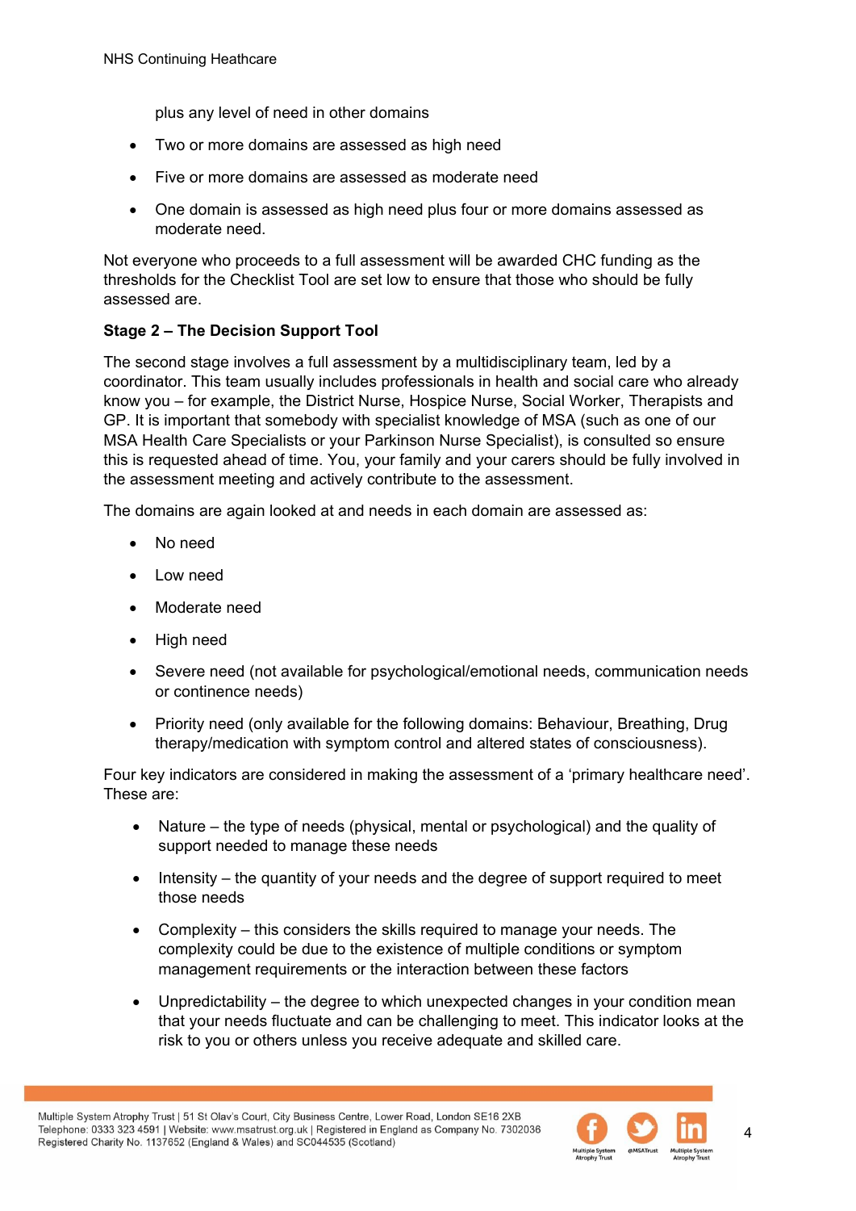plus any level of need in other domains

- Two or more domains are assessed as high need
- Five or more domains are assessed as moderate need
- One domain is assessed as high need plus four or more domains assessed as moderate need.

Not everyone who proceeds to a full assessment will be awarded CHC funding as the thresholds for the Checklist Tool are set low to ensure that those who should be fully assessed are.

**Stage 2 – The Decision Support Tool**

The second stage involves a full assessment by a multidisciplinary team, led by a coordinator. This team usually includes professionals in health and social care who already know you – for example, the District Nurse, Hospice Nurse, Social Worker, Therapists and GP. It is important that somebody with specialist knowledge of MSA (such as one of our MSA Health Care Specialists or your Parkinson Nurse Specialist), is consulted so ensure this is requested ahead of time. You, your family and your carers should be fully involved in the assessment meeting and actively contribute to the assessment.

The domains are again looked at and needs in each domain are assessed as:

- No need
- Low need
- Moderate need
- High need
- Severe need (not available for psychological/emotional needs, communication needs or continence needs)
- Priority need (only available for the following domains: Behaviour, Breathing, Drug therapy/medication with symptom control and altered states of consciousness).

Four key indicators are considered in making the assessment of a 'primary healthcare need'. These are:

- Nature – the type of needs (physical, mental or psychological) and the quality of support needed to manage these needs
- Intensity – the quantity of your needs and the degree of support required to meet those needs
- Complexity – this considers the skills required to manage your needs. The complexity could be due to the existence of multiple conditions or symptom management requirements or the interaction between these factors
- Unpredictability – the degree to which unexpected changes in your condition mean that your needs fluctuate and can be challenging to meet. This indicator looks at the risk to you or others unless you receive adequate and skilled care.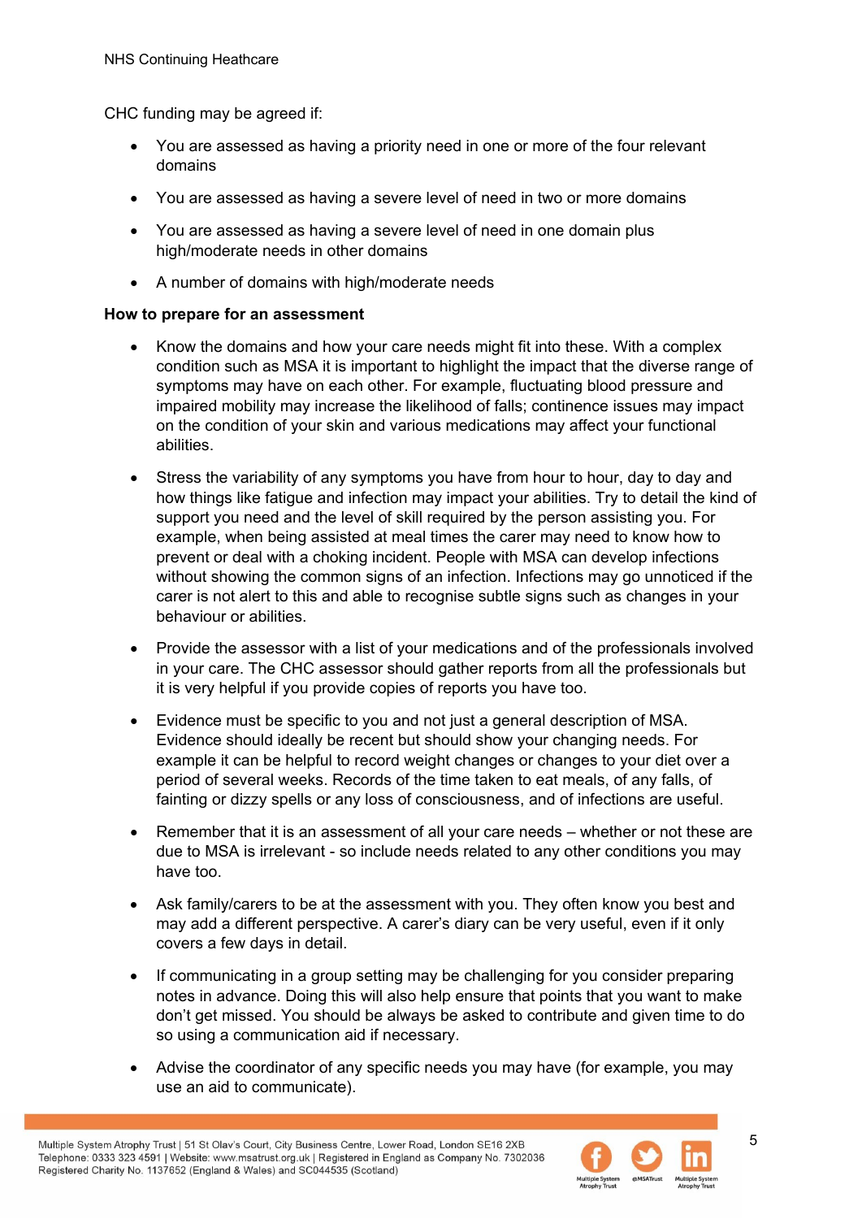CHC funding may be agreed if:

- You are assessed as having a priority need in one or more of the four relevant domains
- You are assessed as having a severe level of need in two or more domains
- You are assessed as having a severe level of need in one domain plus high/moderate needs in other domains
- A number of domains with high/moderate needs

**How to prepare for an assessment**

- Know the domains and how your care needs might fit into these. With a complex condition such as MSA it is important to highlight the impact that the diverse range of symptoms may have on each other. For example, fluctuating blood pressure and impaired mobility may increase the likelihood of falls; continence issues may impact on the condition of your skin and various medications may affect your functional abilities.
- Stress the variability of any symptoms you have from hour to hour, day to day and how things like fatigue and infection may impact your abilities. Try to detail the kind of support you need and the level of skill required by the person assisting you. For example, when being assisted at meal times the carer may need to know how to prevent or deal with a choking incident. People with MSA can develop infections without showing the common signs of an infection. Infections may go unnoticed if the carer is not alert to this and able to recognise subtle signs such as changes in your behaviour or abilities.
- Provide the assessor with a list of your medications and of the professionals involved in your care. The CHC assessor should gather reports from all the professionals but it is very helpful if you provide copies of reports you have too.
- Evidence must be specific to you and not just a general description of MSA. Evidence should ideally be recent but should show your changing needs. For example it can be helpful to record weight changes or changes to your diet over a period of several weeks. Records of the time taken to eat meals, of any falls, of fainting or dizzy spells or any loss of consciousness, and of infections are useful.
- Remember that it is an assessment of all your care needs – whether or not these are due to MSA is irrelevant - so include needs related to any other conditions you may have too.
- Ask family/carers to be at the assessment with you. They often know you best and may add a different perspective. A carer's diary can be very useful, even if it only covers a few days in detail.
- If communicating in a group setting may be challenging for you consider preparing notes in advance. Doing this will also help ensure that points that you want to make don't get missed. You should be always be asked to contribute and given time to do so using a communication aid if necessary.
- Advise the coordinator of any specific needs you may have (for example, you may use an aid to communicate).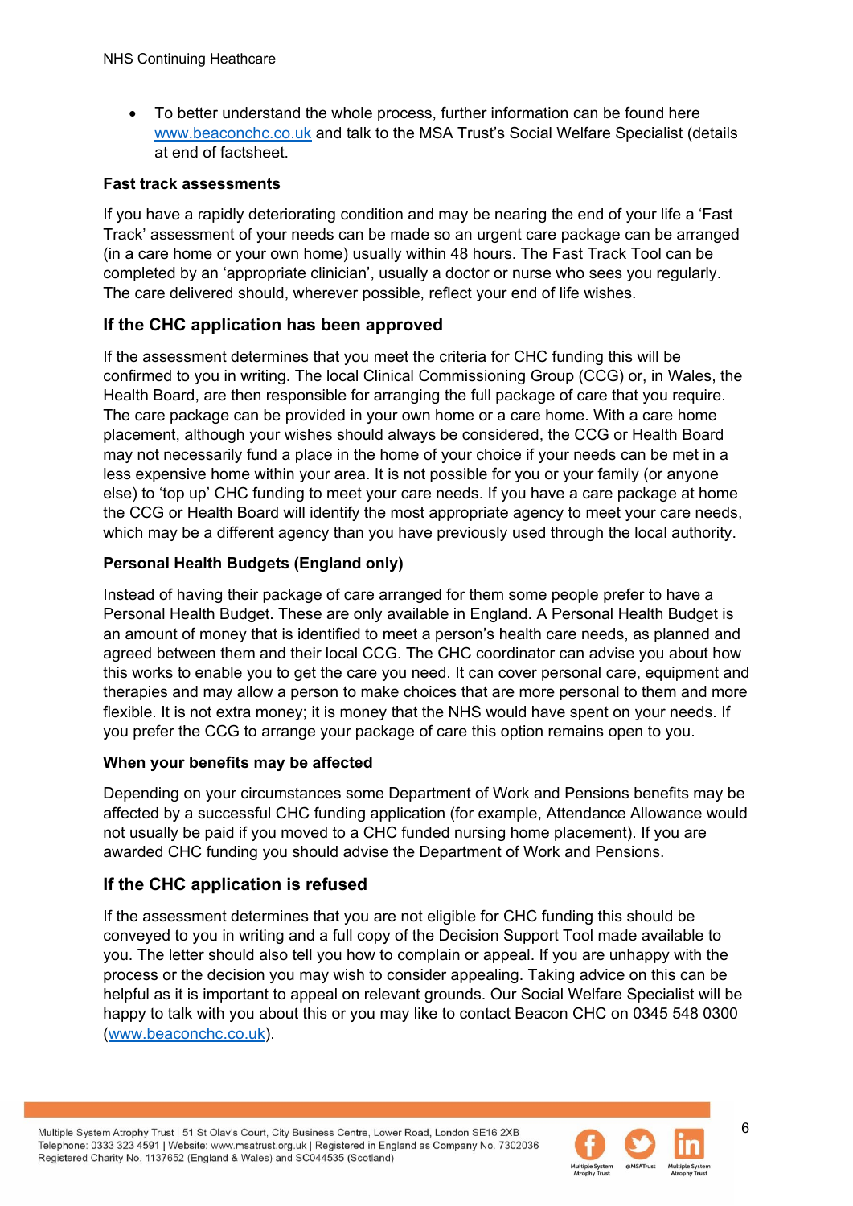- To better understand the whole process, further information can be found here [www.beaconchc.co.uk](http://www.beaconchc.co.uk) and talk to the MSA Trust's Social Welfare Specialist (details at end of factsheet.

**Fast track assessments**

If you have a rapidly deteriorating condition and may be nearing the end of your life a 'Fast Track' assessment of your needs can be made so an urgent care package can be arranged (in a care home or your own home) usually within 48 hours. The Fast Track Tool can be completed by an 'appropriate clinician', usually a doctor or nurse who sees you regularly. The care delivered should, wherever possible, reflect your end of life wishes.

## If the CHC application has been approved

If the assessment determines that you meet the criteria for CHC funding this will be confirmed to you in writing. The local Clinical Commissioning Group (CCG) or, in Wales, the Health Board, are then responsible for arranging the full package of care that you require. The care package can be provided in your own home or a care home. With a care home placement, although your wishes should always be considered, the CCG or Health Board may not necessarily fund a place in the home of your choice if your needs can be met in a less expensive home within your area. It is not possible for you or your family (or anyone else) to 'top up' CHC funding to meet your care needs. If you have a care package at home the CCG or Health Board will identify the most appropriate agency to meet your care needs, which may be a different agency than you have previously used through the local authority.

**Personal Health Budgets (England only)**

Instead of having their package of care arranged for them some people prefer to have a Personal Health Budget. These are only available in England. A Personal Health Budget is an amount of money that is identified to meet a person's health care needs, as planned and agreed between them and their local CCG. The CHC coordinator can advise you about how this works to enable you to get the care you need. It can cover personal care, equipment and therapies and may allow a person to make choices that are more personal to them and more flexible. It is not extra money; it is money that the NHS would have spent on your needs. If you prefer the CCG to arrange your package of care this option remains open to you.

**When your benefits may be affected**

Depending on your circumstances some Department of Work and Pensions benefits may be affected by a successful CHC funding application (for example, Attendance Allowance would not usually be paid if you moved to a CHC funded nursing home placement). If you are awarded CHC funding you should advise the Department of Work and Pensions.

## If the CHC application is refused

If the assessment determines that you are not eligible for CHC funding this should be conveyed to you in writing and a full copy of the Decision Support Tool made available to you. The letter should also tell you how to complain or appeal. If you are unhappy with the process or the decision you may wish to consider appealing. Taking advice on this can be helpful as it is important to appeal on relevant grounds. Our Social Welfare Specialist will be happy to talk with you about this or you may like to contact Beacon CHC on 0345 548 0300 ([www.beaconchc.co.uk](http://www.beaconchc.co.uk)).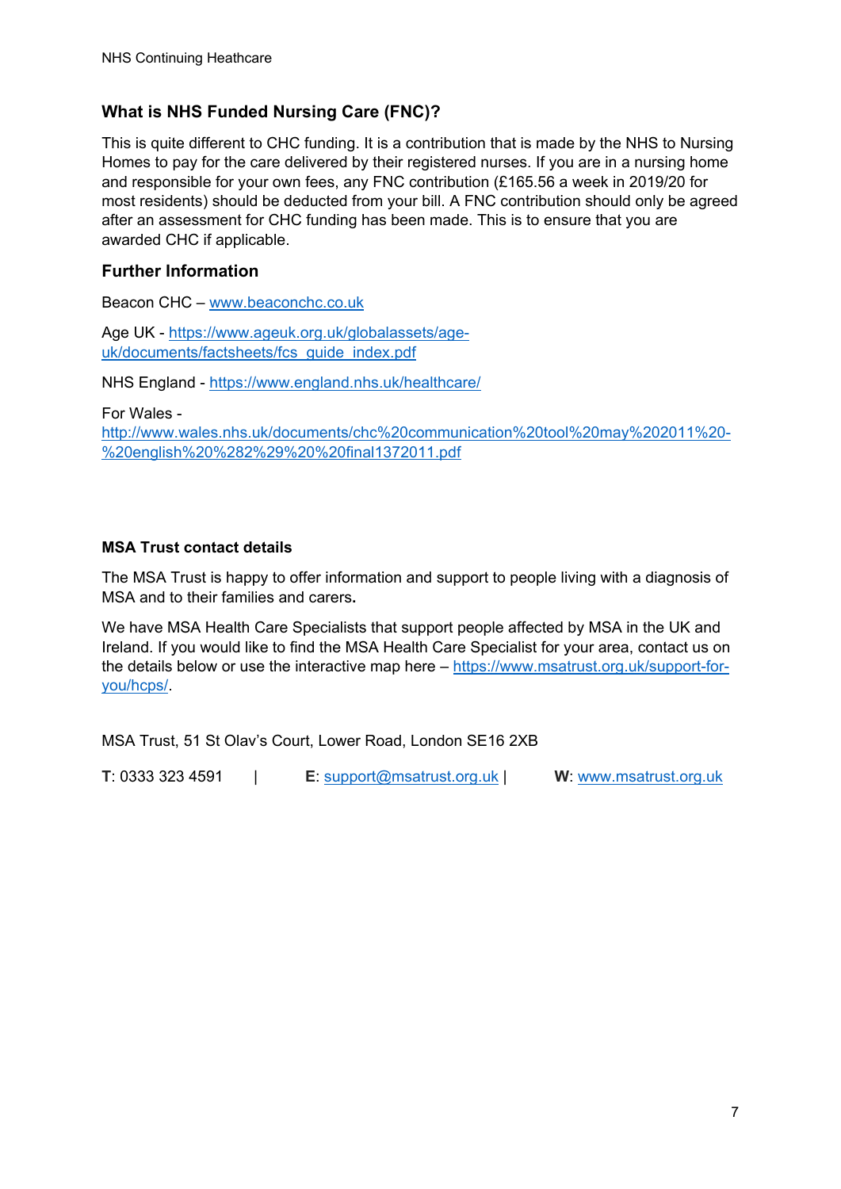## What is NHS Funded Nursing Care (FNC)?

This is quite different to CHC funding. It is a contribution that is made by the NHS to Nursing Homes to pay for the care delivered by their registered nurses. If you are in a nursing home and responsible for your own fees, any FNC contribution (£165.56 a week in 2019/20 for most residents) should be deducted from your bill. A FNC contribution should only be agreed after an assessment for CHC funding has been made. This is to ensure that you are awarded CHC if applicable.

## Further Information

Beacon CHC – www.beaconchc.co.uk

Age UK - https://www.ageuk.org.uk/globalassets/age-uk/documents/factsheets/fcs_guide_index.pdf

NHS England - https://www.england.nhs.uk/healthcare/

For Wales - http://www.wales.nhs.uk/documents/chc%20communication%20tool%20may%202011%20-%20english%20%282%29%20%20final1372011.pdf

### MSA Trust contact details

The MSA Trust is happy to offer information and support to people living with a diagnosis of MSA and to their families and carers**.**

We have MSA Health Care Specialists that support people affected by MSA in the UK and Ireland. If you would like to find the MSA Health Care Specialist for your area, contact us on the details below or use the interactive map here – https://www.msatrust.org.uk/support-for-you/hcps/.

MSA Trust, 51 St Olav's Court, Lower Road, London SE16 2XB

**T**: 0333 323 4591 | **E**: support@msatrust.org.uk | **W**: www.msatrust.org.uk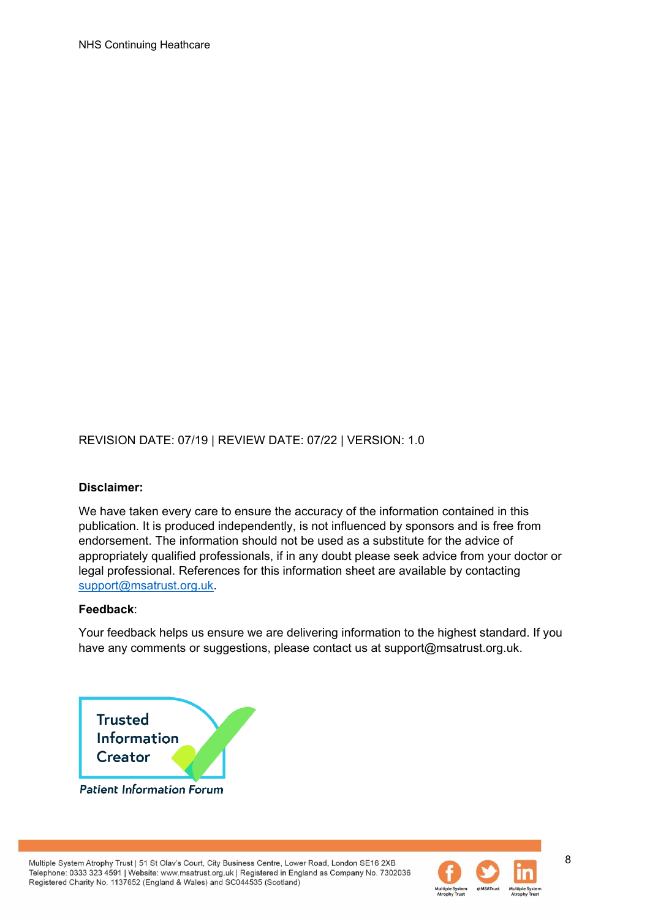REVISION DATE: 07/19 | REVIEW DATE: 07/22 | VERSION: 1.0

**Disclaimer:**

We have taken every care to ensure the accuracy of the information contained in this publication. It is produced independently, is not influenced by sponsors and is free from endorsement. The information should not be used as a substitute for the advice of appropriately qualified professionals, if in any doubt please seek advice from your doctor or legal professional. References for this information sheet are available by contacting support@msatrust.org.uk.

**Feedback**:

Your feedback helps us ensure we are delivering information to the highest standard. If you have any comments or suggestions, please contact us at support@msatrust.org.uk.

Trusted Information Creator

*Patient Information Forum*

Multiple System Atrophy Trust | 51 St Olav's Court, City Business Centre, Lower Road, London SE16 2XB
Telephone: 0333 323 4591 | Website: www.msatrust.org.uk | Registered in England as Company No. 7302036
Registered Charity No. 1137652 (England & Wales) and SC044535 (Scotland)